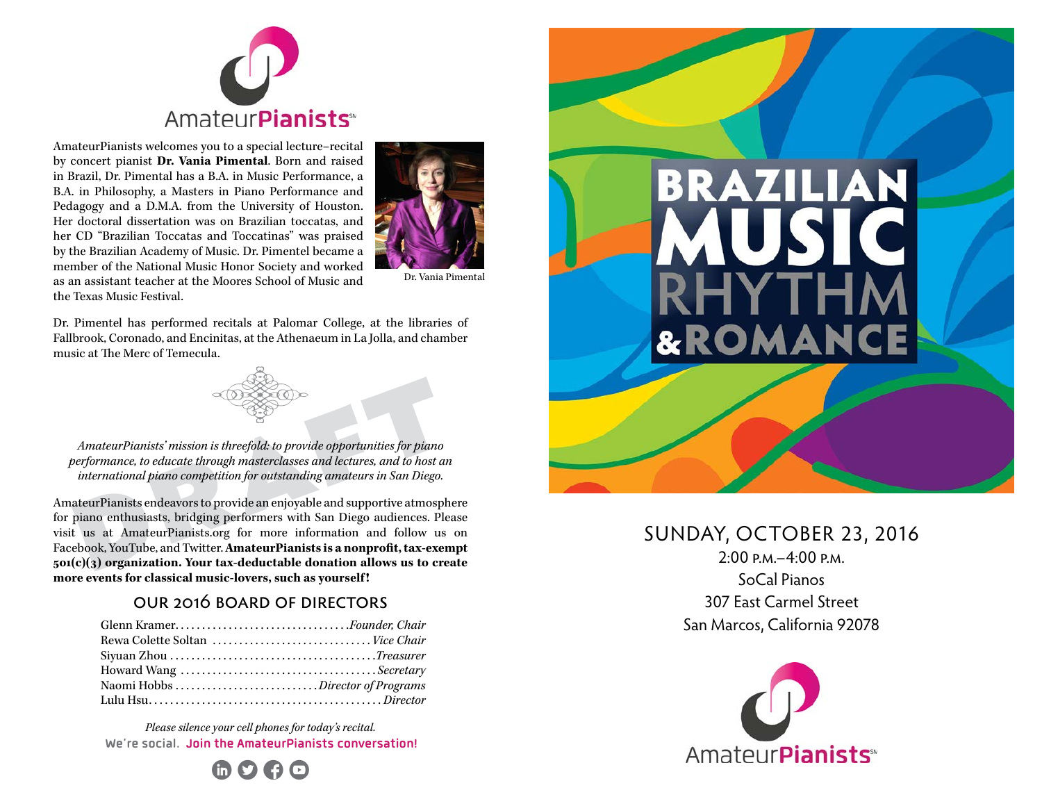AmateurPianists

AmateurPianists welcomes you to a special lecture–recital by concert pianist **Dr. Vania Pimental**. Born and raised in Brazil, Dr. Pimental has a B.A. in Music Performance, a B.A. in Philosophy, a Masters in Piano Performance and Pedagogy and a D.M.A. from the University of Houston. Her doctoral dissertation was on Brazilian toccatas, and her CD "Brazilian Toccatas and Toccatinas" was praised by the Brazilian Academy of Music. Dr. Pimentel became a member of the National Music Honor Society and worked as an assistant teacher at the Moores School of Music and the Texas Music Festival.

Dr. Vania Pimental

Dr. Pimentel has performed recitals at Palomar College, at the libraries of Fallbrook, Coronado, and Encinitas, at the Athenaeum in La Jolla, and chamber music at The Merc of Temecula.

*AmateurPianists' mission is threefold: to provide opportunities for piano performance, to educate through masterclasses and lectures, and to host an international piano competition for outstanding amateurs in San Diego.*

AmateurPianists endeavors to provide an enjoyable and supportive atmosphere for piano enthusiasts, bridging performers with San Diego audiences. Please visit us at AmateurPianists.org for more information and follow us on Facebook, YouTube, and Twitter. **AmateurPianists is a nonprofit, tax-exempt 501(c)(3) organization. Your tax-deductable donation allows us to create more events for classical music-lovers, such as yourself!**

## Our 2016 Board of Directors

Glenn Kramer ........ *Founder, Chair*
Rewa Colette Soltan ........ *Vice Chair*
Siyuan Zhou ........ *Treasurer*
Howard Wang ........ *Secretary*
Naomi Hobbs ........ *Director of Programs*
Lulu Hsu ........ *Director*

*Please silence your cell phones for today's recital.*
We're social. Join the AmateurPianists conversation!

# BRAZILIAN MUSIC RHYTHM & ROMANCE

SUNDAY, OCTOBER 23, 2016
2:00 P.M.–4:00 P.M.
SoCal Pianos
307 East Carmel Street
San Marcos, California 92078

AmateurPianists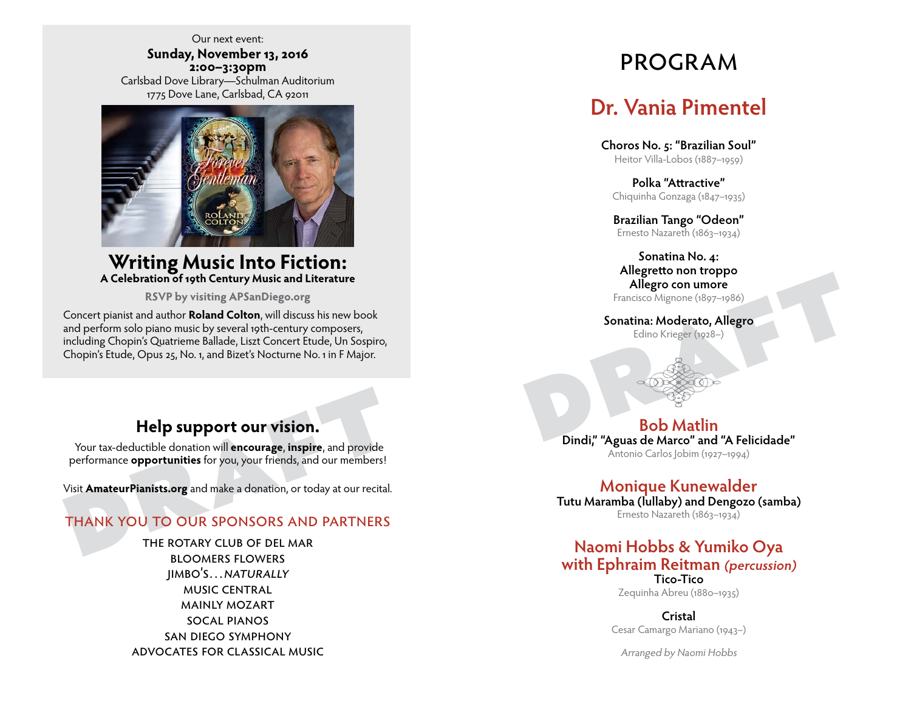Our next event:

**Sunday, November 13, 2016**
**2:00–3:30pm**

Carlsbad Dove Library—Schulman Auditorium
1775 Dove Lane, Carlsbad, CA 92011

## Writing Music Into Fiction:

**A Celebration of 19th Century Music and Literature**

**RSVP by visiting APSanDiego.org**

Concert pianist and author **Roland Colton**, will discuss his new book and perform solo piano music by several 19th-century composers, including Chopin's Quatrieme Ballade, Liszt Concert Etude, Un Sospiro, Chopin's Etude, Opus 25, No. 1, and Bizet's Nocturne No. 1 in F Major.

## Help support our vision.

Your tax-deductible donation will **encourage**, **inspire**, and provide performance **opportunities** for you, your friends, and our members!

Visit **AmateurPianists.org** and make a donation, or today at our recital.

### THANK YOU TO OUR SPONSORS AND PARTNERS

THE ROTARY CLUB OF DEL MAR
BLOOMERS FLOWERS
JIMBO'S...*NATURALLY*
MUSIC CENTRAL
MAINLY MOZART
SOCAL PIANOS
SAN DIEGO SYMPHONY
ADVOCATES FOR CLASSICAL MUSIC

# PROGRAM

## Dr. Vania Pimentel

**Choros No. 5: "Brazilian Soul"**
Heitor Villa-Lobos (1887–1959)

**Polka "Attractive"**
Chiquinha Gonzaga (1847–1935)

**Brazilian Tango "Odeon"**
Ernesto Nazareth (1863–1934)

**Sonatina No. 4:**
**Allegretto non troppo**
**Allegro con umore**
Francisco Mignone (1897–1986)

**Sonatina: Moderato, Allegro**
Edino Krieger (1928–)

## Bob Matlin

**Dindi," "Aguas de Marco" and "A Felicidade"**
Antonio Carlos Jobim (1927–1994)

## Monique Kunewalder

**Tutu Maramba (lullaby) and Dengozo (samba)**
Ernesto Nazareth (1863–1934)

## Naomi Hobbs & Yumiko Oya with Ephraim Reitman *(percussion)*

**Tico-Tico**
Zequinha Abreu (1880–1935)

**Cristal**
Cesar Camargo Mariano (1943–)

*Arranged by Naomi Hobbs*